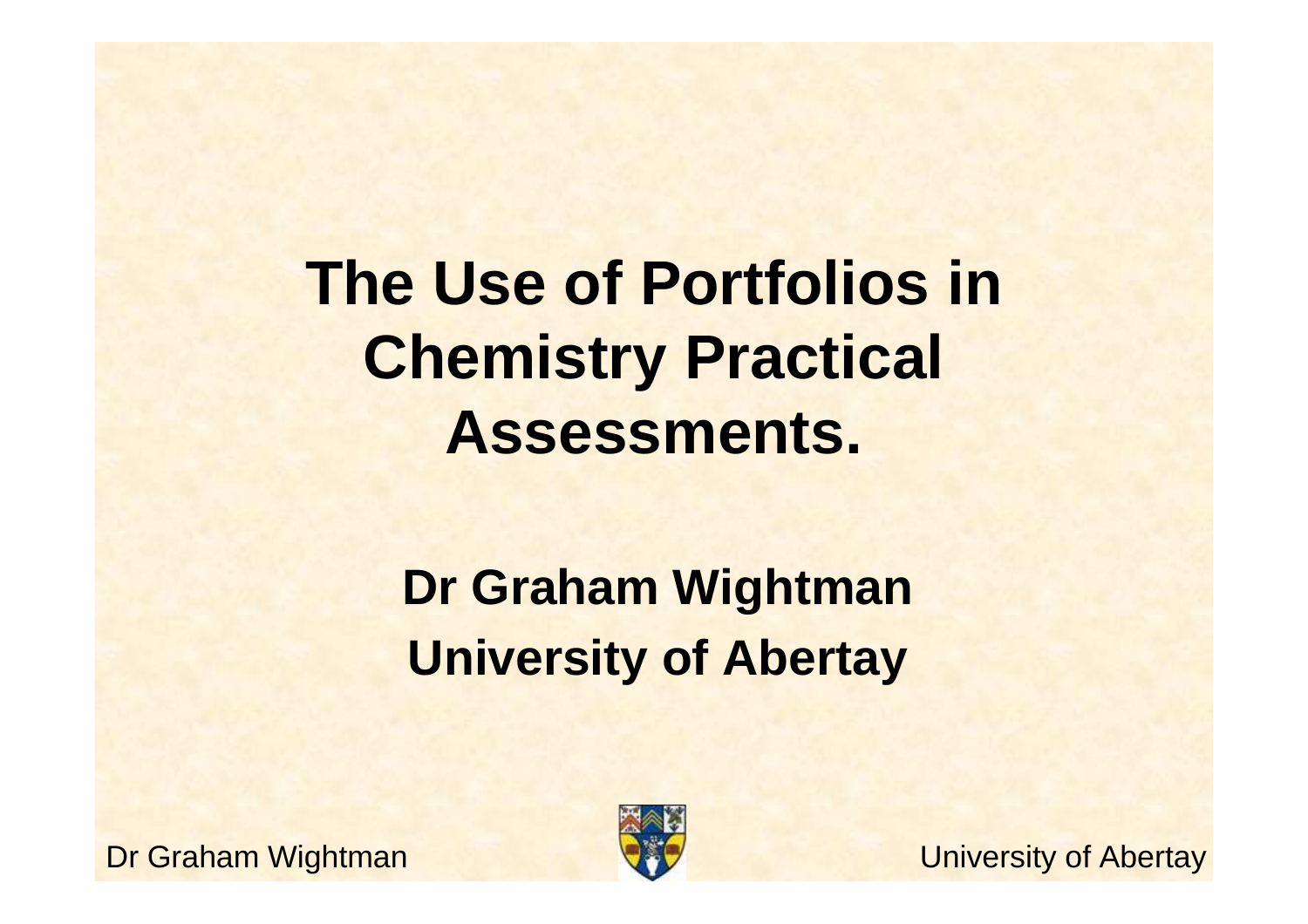# The Use of Portfolios in Chemistry Practical Assessments.

**Dr Graham Wightman**
**University of Abertay**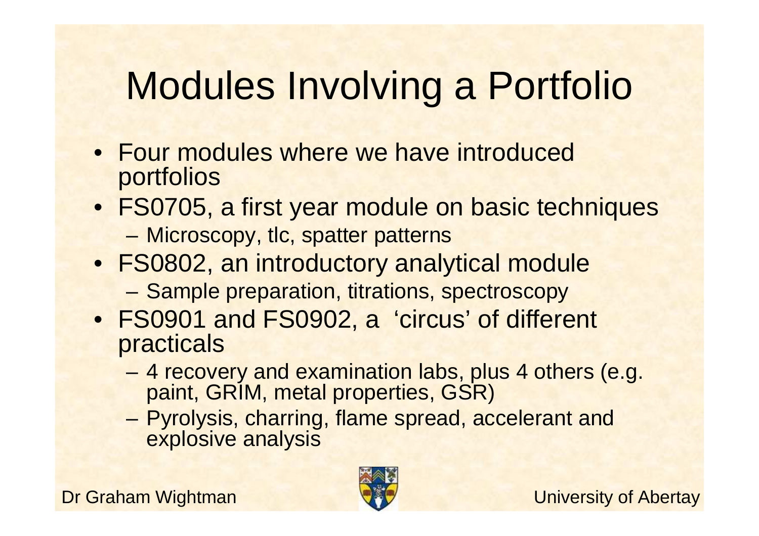# Modules Involving a Portfolio

- Four modules where we have introduced portfolios
- FS0705, a first year module on basic techniques
  - Microscopy, tlc, spatter patterns
- FS0802, an introductory analytical module
  - Sample preparation, titrations, spectroscopy
- FS0901 and FS0902, a 'circus' of different practicals
  - 4 recovery and examination labs, plus 4 others (e.g. paint, GRIM, metal properties, GSR)
  - Pyrolysis, charring, flame spread, accelerant and explosive analysis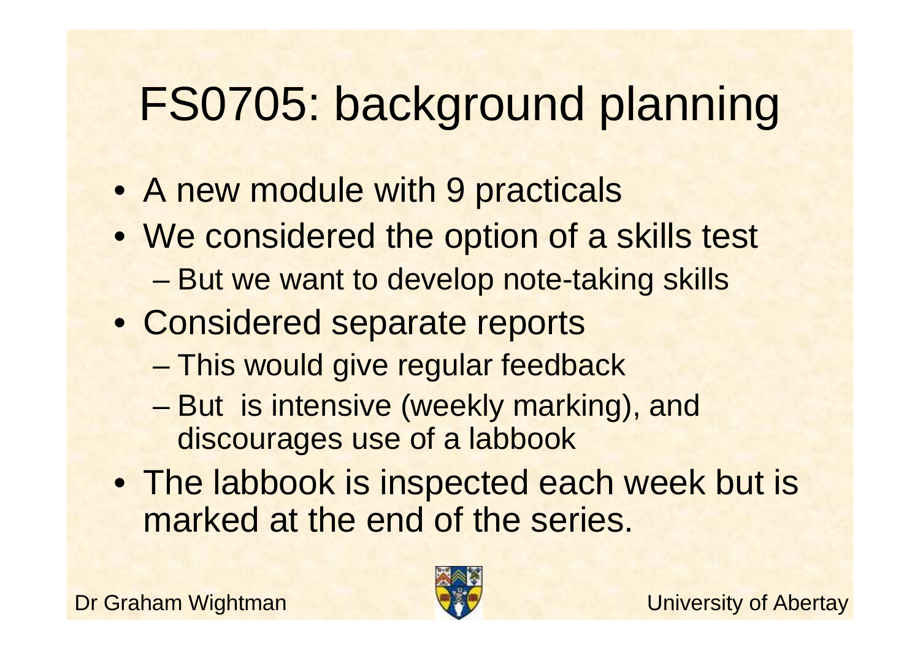# FS0705: background planning

- A new module with 9 practicals
- We considered the option of a skills test
  - But we want to develop note-taking skills
- Considered separate reports
  - This would give regular feedback
  - But is intensive (weekly marking), and discourages use of a labbook
- The labbook is inspected each week but is marked at the end of the series.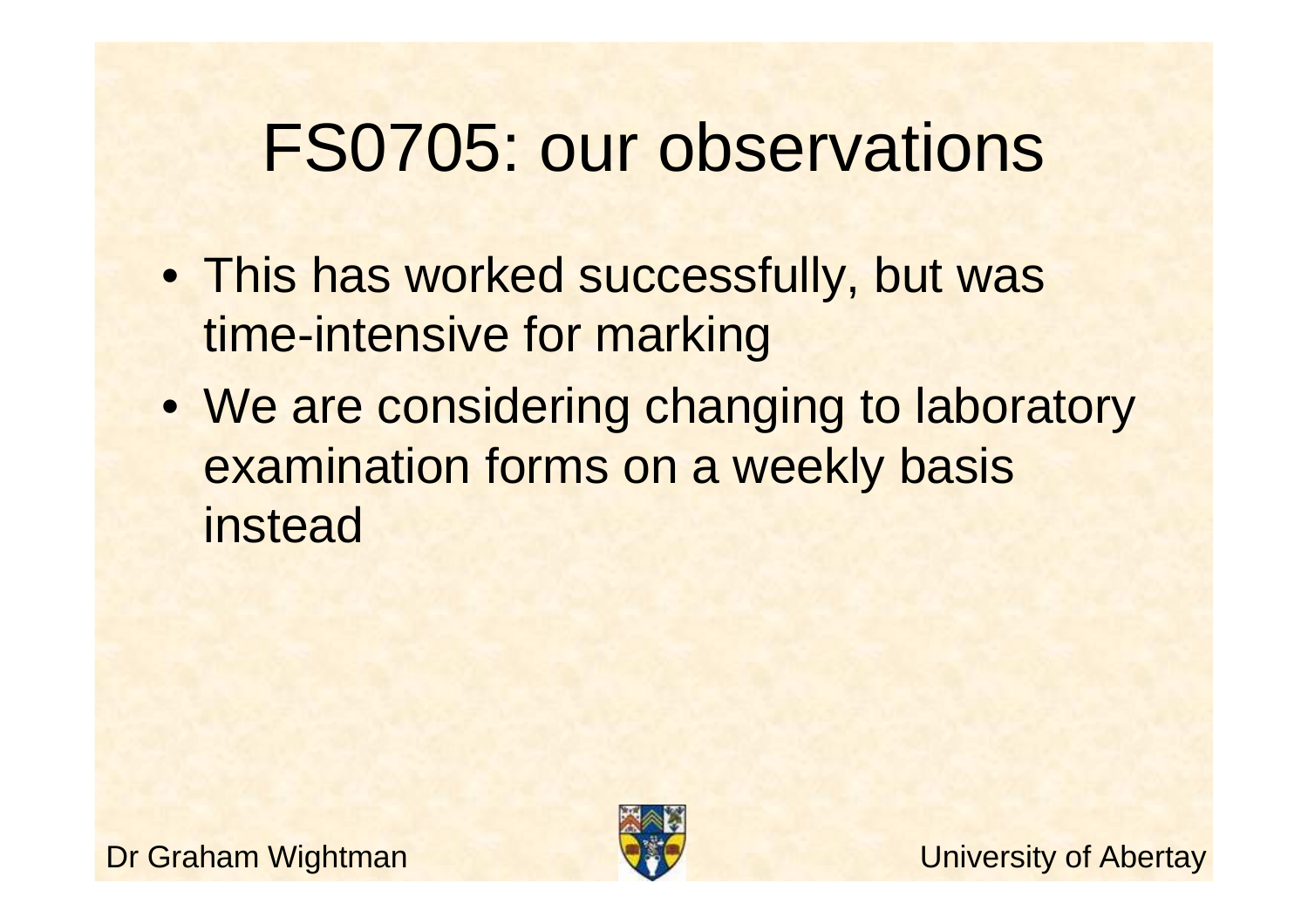# FS0705: our observations

- This has worked successfully, but was time-intensive for marking
- We are considering changing to laboratory examination forms on a weekly basis instead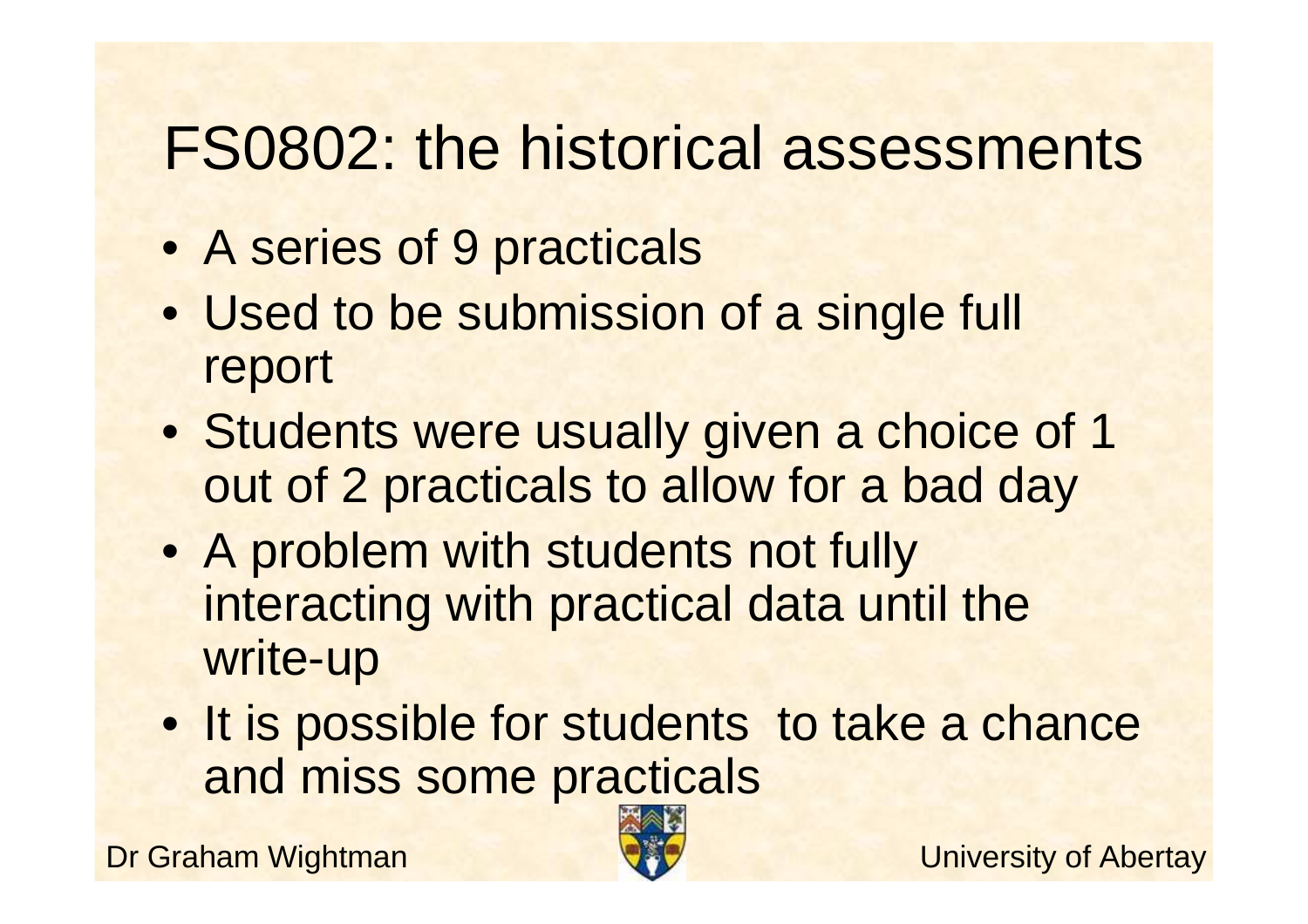# FS0802: the historical assessments

- A series of 9 practicals
- Used to be submission of a single full report
- Students were usually given a choice of 1 out of 2 practicals to allow for a bad day
- A problem with students not fully interacting with practical data until the write-up
- It is possible for students to take a chance and miss some practicals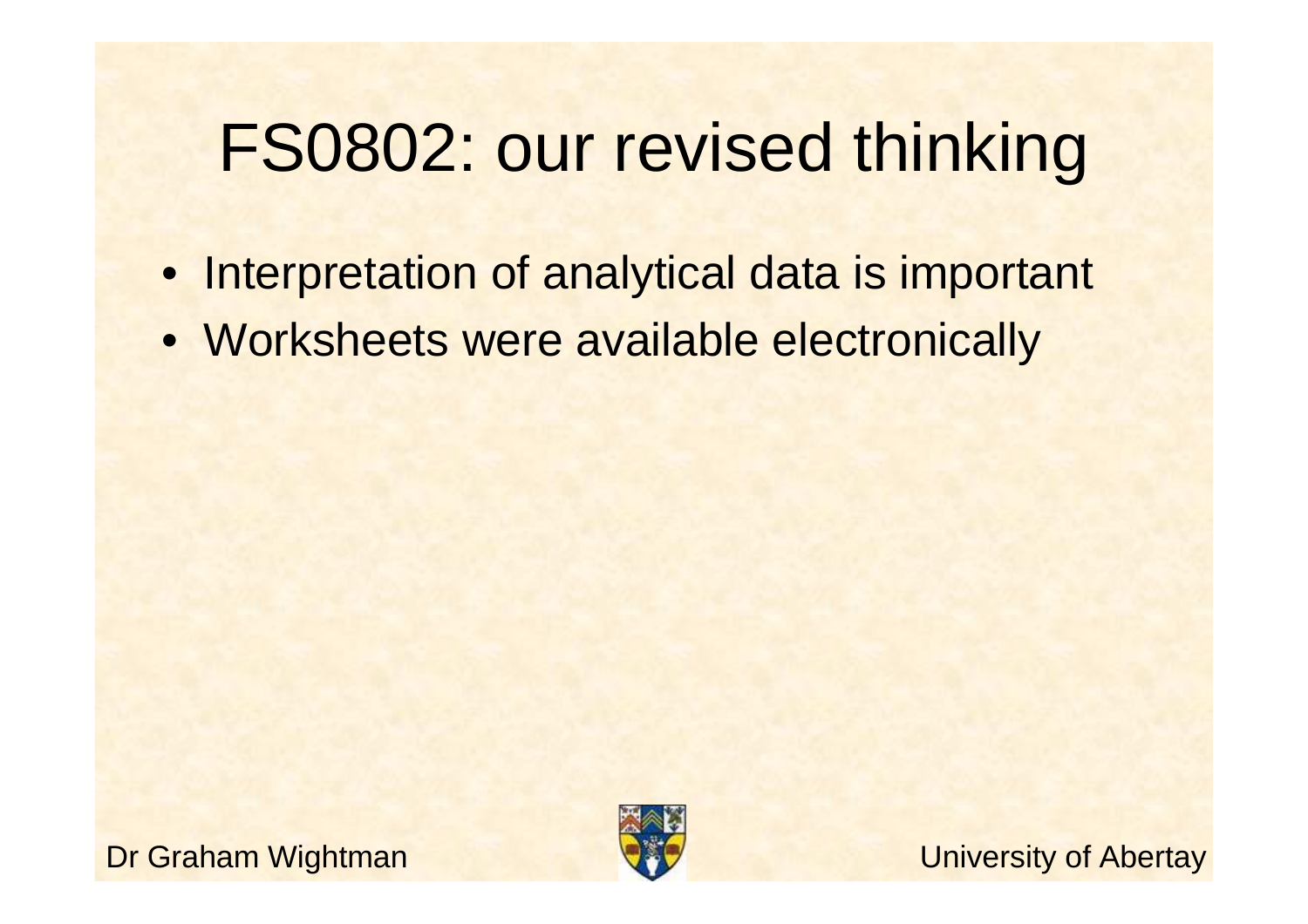# FS0802: our revised thinking

- Interpretation of analytical data is important
- Worksheets were available electronically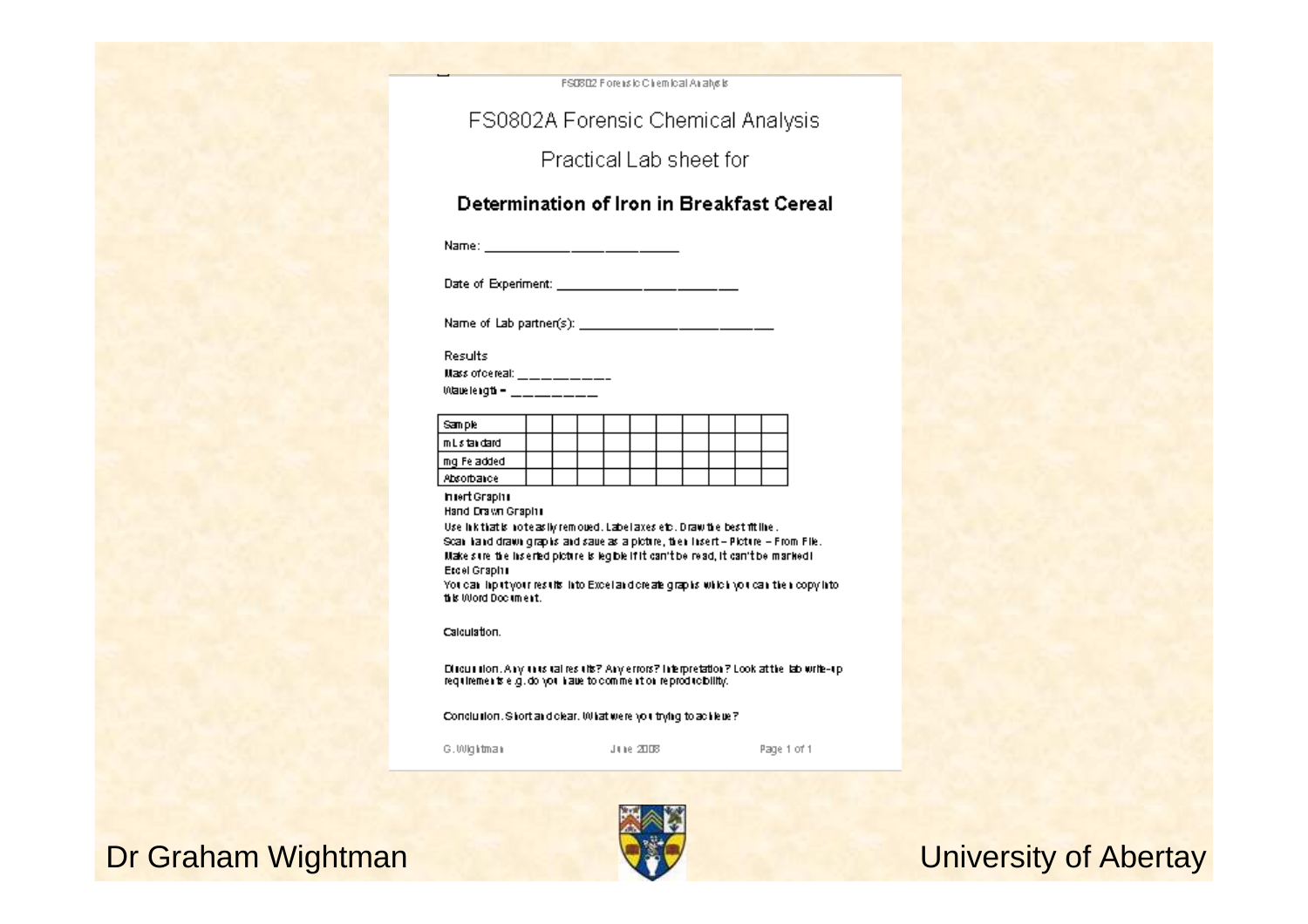# FS0802A Forensic Chemical Analysis

## Practical Lab sheet for

## Determination of Iron in Breakfast Cereal

Name: ____________________________

Date of Experiment: ____________________________

Name of Lab partner(s): ____________________________

Results

Mass of cereal: __________

Wavelength = ________

| Sample | | | | | | | | | | |
|---|---|---|---|---|---|---|---|---|---|---|
| mL standard | | | | | | | | | | |
| mg Fe added | | | | | | | | | | |
| Absorbance | | | | | | | | | | |

Insert Graphs

Hand Drawn Graphs

Use ink that is not easily removed. Label axes etc. Draw the best fit line.

Scan hand drawn graphs and save as a picture, then Insert – Picture – From File.

Make sure the inserted picture is legible if it can't be read, it can't be marked!

Excel Graphs

You can input your results into Excel and create graphs which you can then copy into this Word Document.

Calculation.

Discussion. Any unusual results? Any errors? Interpretation? Look at the lab write-up requirements e.g. do you have to comment on reproducibility.

Conclusion. Short and clear. What were you trying to achieve?

G. Wightman June 2008

Dr Graham Wightman

University of Abertay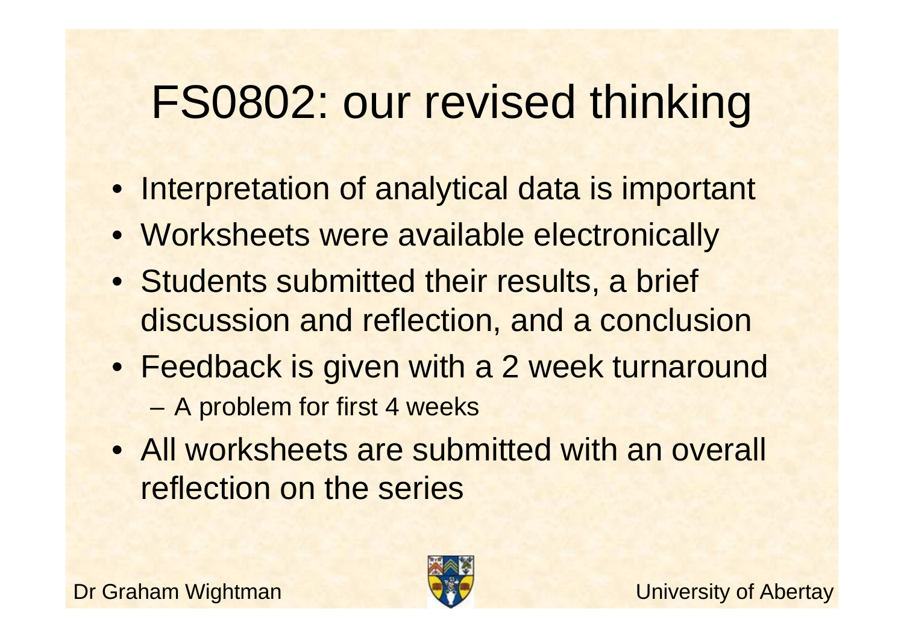# FS0802: our revised thinking

- Interpretation of analytical data is important
- Worksheets were available electronically
- Students submitted their results, a brief discussion and reflection, and a conclusion
- Feedback is given with a 2 week turnaround
  - A problem for first 4 weeks
- All worksheets are submitted with an overall reflection on the series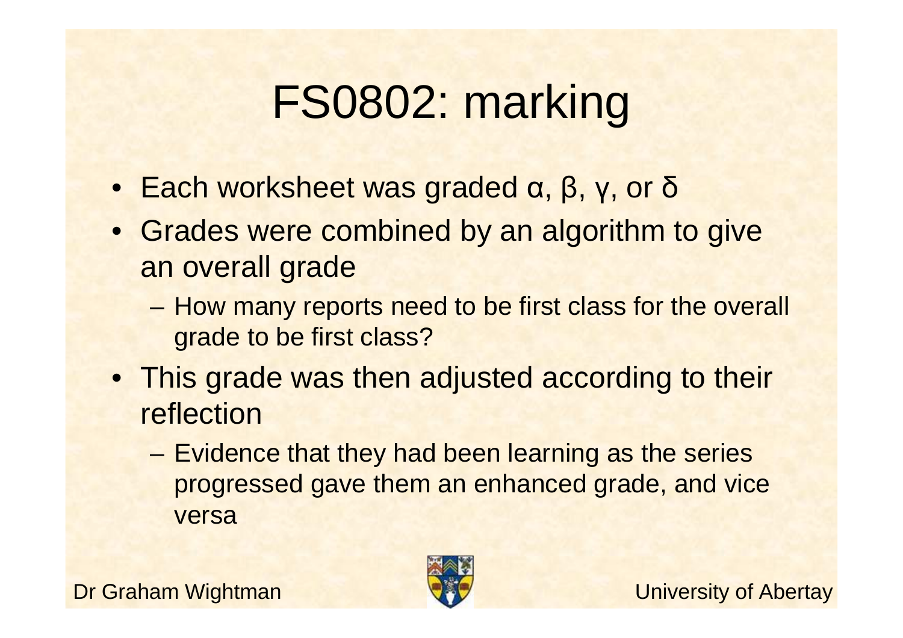# FS0802: marking

- Each worksheet was graded α, β, γ, or δ
- Grades were combined by an algorithm to give an overall grade
  - How many reports need to be first class for the overall grade to be first class?
- This grade was then adjusted according to their reflection
  - Evidence that they had been learning as the series progressed gave them an enhanced grade, and vice versa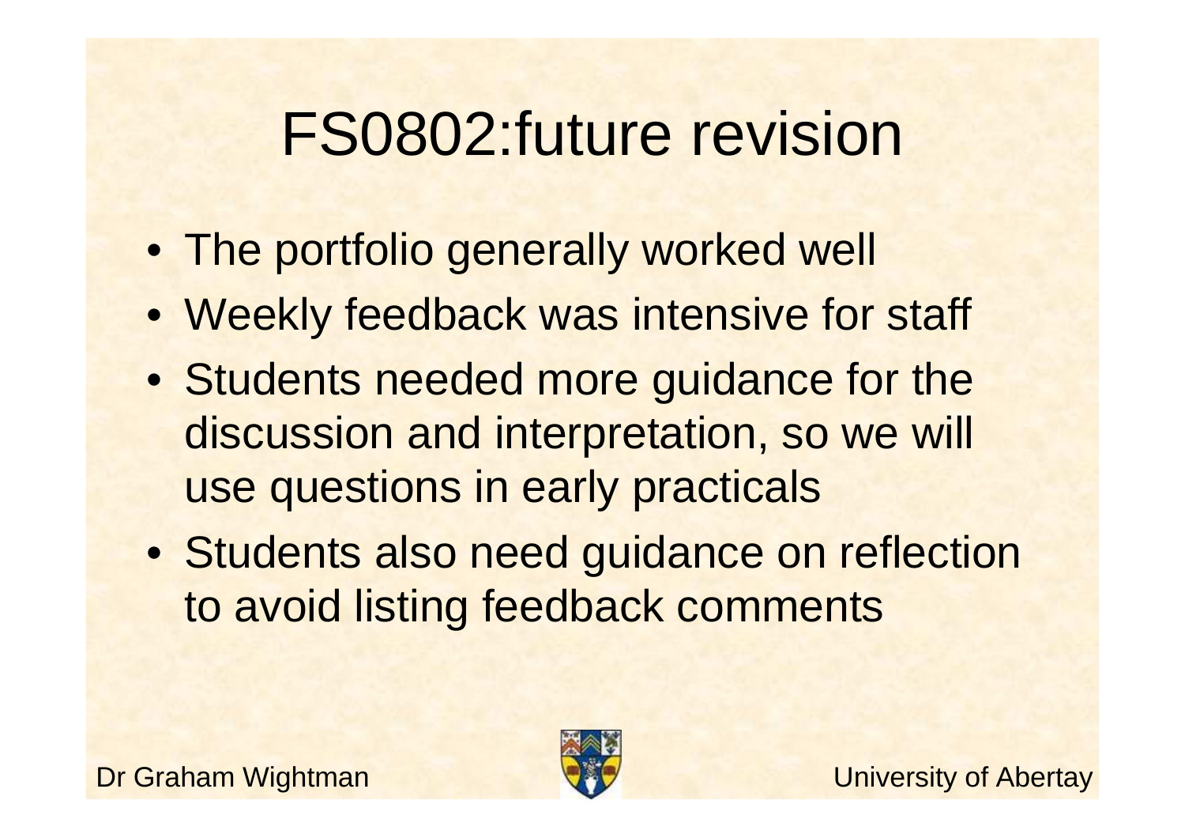# FS0802:future revision

- The portfolio generally worked well
- Weekly feedback was intensive for staff
- Students needed more guidance for the discussion and interpretation, so we will use questions in early practicals
- Students also need guidance on reflection to avoid listing feedback comments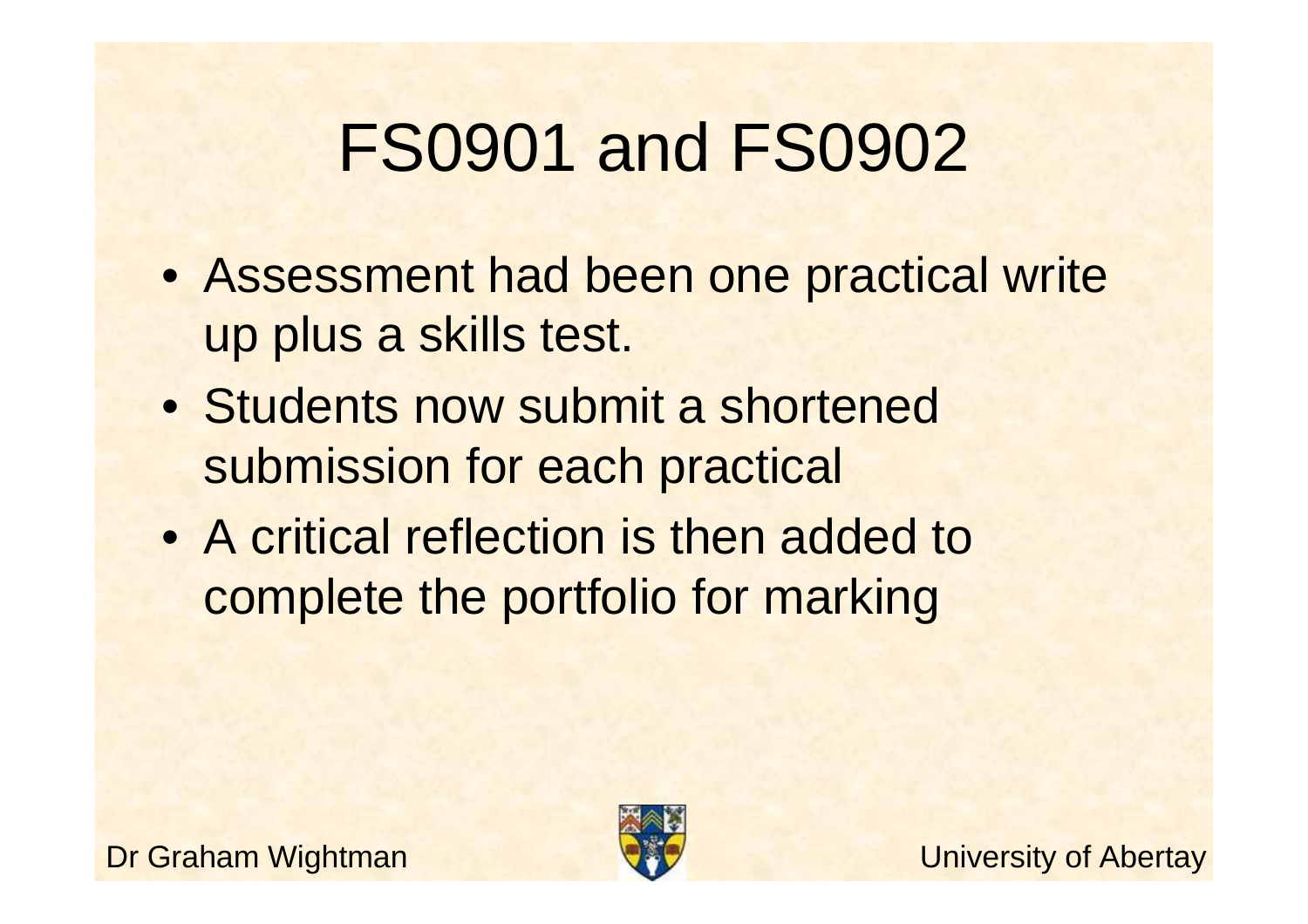# FS0901 and FS0902

- Assessment had been one practical write up plus a skills test.
- Students now submit a shortened submission for each practical
- A critical reflection is then added to complete the portfolio for marking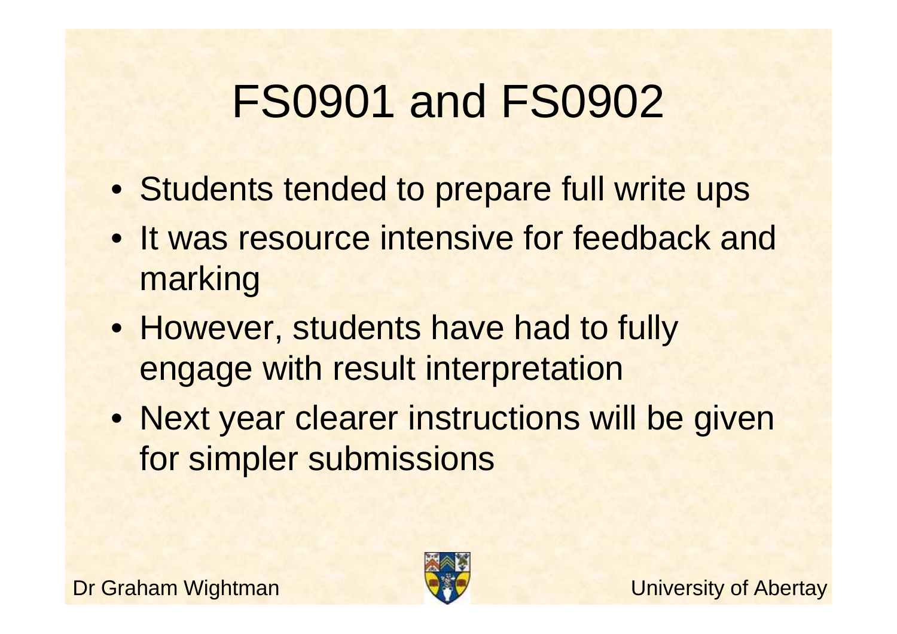# FS0901 and FS0902

- Students tended to prepare full write ups
- It was resource intensive for feedback and marking
- However, students have had to fully engage with result interpretation
- Next year clearer instructions will be given for simpler submissions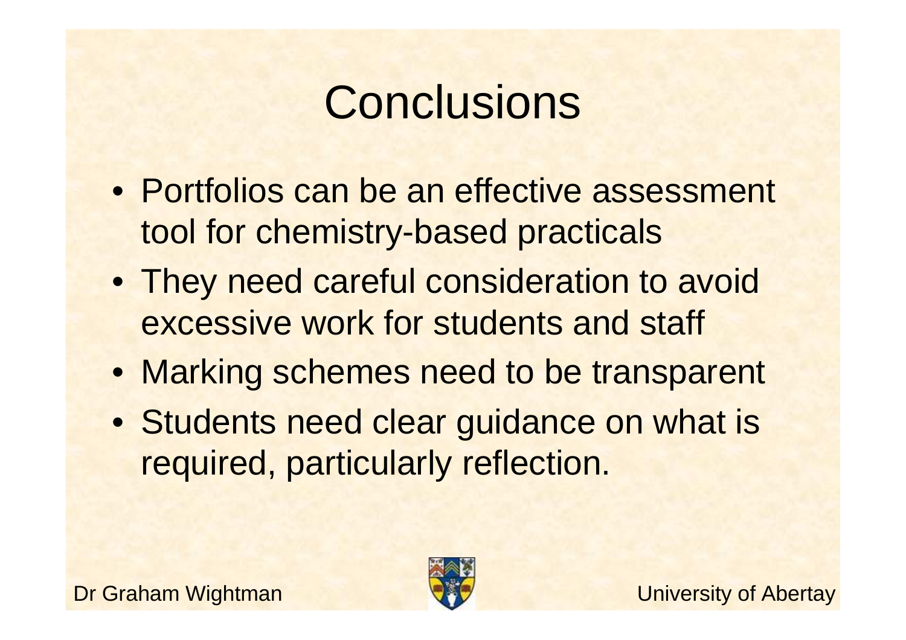# Conclusions

- Portfolios can be an effective assessment tool for chemistry-based practicals
- They need careful consideration to avoid excessive work for students and staff
- Marking schemes need to be transparent
- Students need clear guidance on what is required, particularly reflection.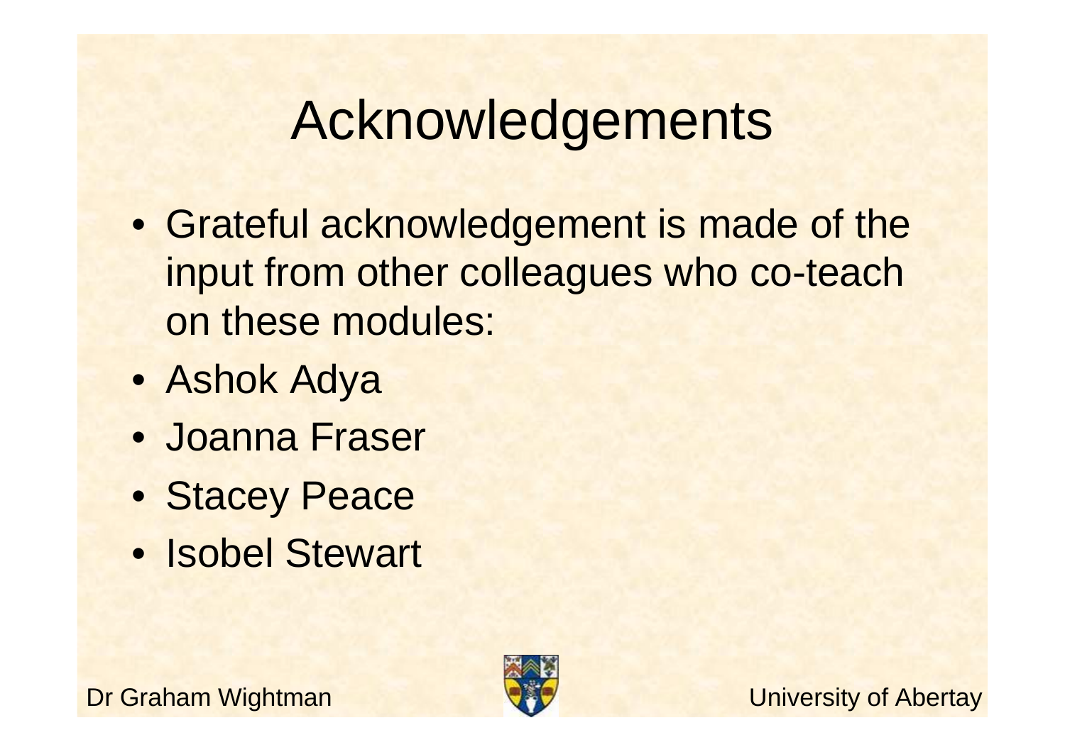# Acknowledgements

- Grateful acknowledgement is made of the input from other colleagues who co-teach on these modules:
- Ashok Adya
- Joanna Fraser
- Stacey Peace
- Isobel Stewart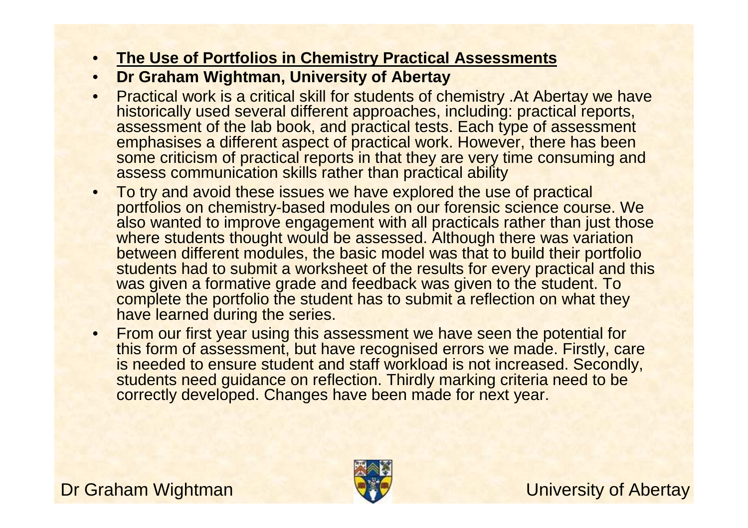- **The Use of Portfolios in Chemistry Practical Assessments**
- **Dr Graham Wightman, University of Abertay**
- Practical work is a critical skill for students of chemistry .At Abertay we have historically used several different approaches, including: practical reports, assessment of the lab book, and practical tests. Each type of assessment emphasises a different aspect of practical work. However, there has been some criticism of practical reports in that they are very time consuming and assess communication skills rather than practical ability
- To try and avoid these issues we have explored the use of practical portfolios on chemistry-based modules on our forensic science course. We also wanted to improve engagement with all practicals rather than just those where students thought would be assessed. Although there was variation between different modules, the basic model was that to build their portfolio students had to submit a worksheet of the results for every practical and this was given a formative grade and feedback was given to the student. To complete the portfolio the student has to submit a reflection on what they have learned during the series.
- From our first year using this assessment we have seen the potential for this form of assessment, but have recognised errors we made. Firstly, care is needed to ensure student and staff workload is not increased. Secondly, students need guidance on reflection. Thirdly marking criteria need to be correctly developed. Changes have been made for next year.